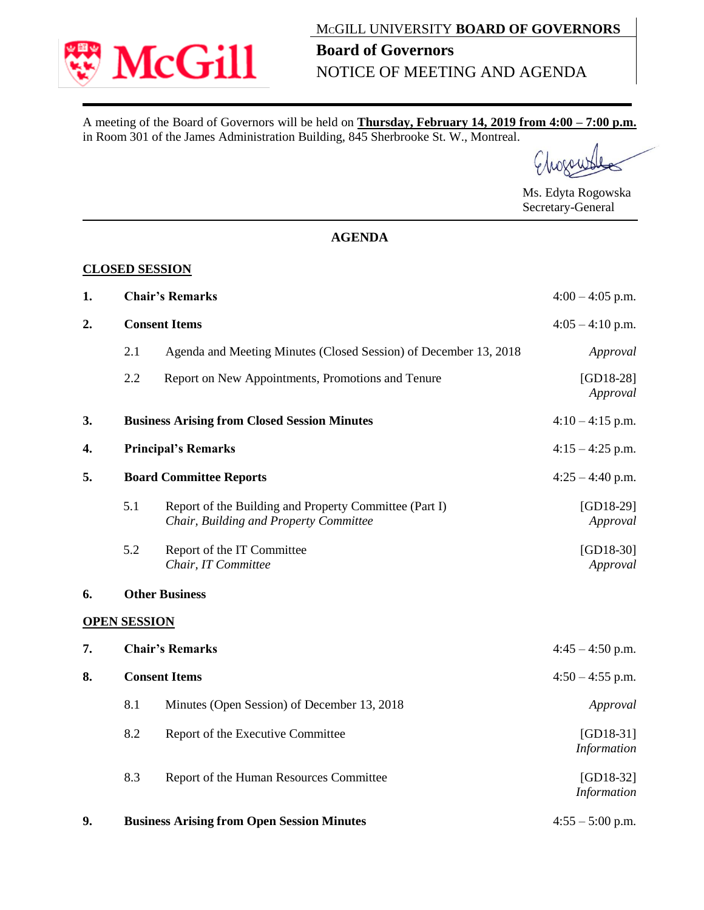McGILL UNIVERSITY **BOARD OF GOVERNORS**

# Board of Governors

NOTICE OF MEETING AND AGENDA

A meeting of the Board of Governors will be held on **Thursday, February 14, 2019 from 4:00 – 7:00 p.m.** in Room 301 of the James Administration Building, 845 Sherbrooke St. W., Montreal.

Ms. Edyta Rogowska
Secretary-General

## AGENDA

### CLOSED SESSION

| | | | |
|---|---|---|---|
| **1.** | **Chair's Remarks** | | 4:00 – 4:05 p.m. |
| **2.** | **Consent Items** | | 4:05 – 4:10 p.m. |
| | 2.1 | Agenda and Meeting Minutes (Closed Session) of December 13, 2018 | *Approval* |
| | 2.2 | Report on New Appointments, Promotions and Tenure | [GD18-28] *Approval* |
| **3.** | **Business Arising from Closed Session Minutes** | | 4:10 – 4:15 p.m. |
| **4.** | **Principal's Remarks** | | 4:15 – 4:25 p.m. |
| **5.** | **Board Committee Reports** | | 4:25 – 4:40 p.m. |
| | 5.1 | Report of the Building and Property Committee (Part I) *Chair, Building and Property Committee* | [GD18-29] *Approval* |
| | 5.2 | Report of the IT Committee *Chair, IT Committee* | [GD18-30] *Approval* |
| **6.** | **Other Business** | | |

### OPEN SESSION

| | | | |
|---|---|---|---|
| **7.** | **Chair's Remarks** | | 4:45 – 4:50 p.m. |
| **8.** | **Consent Items** | | 4:50 – 4:55 p.m. |
| | 8.1 | Minutes (Open Session) of December 13, 2018 | *Approval* |
| | 8.2 | Report of the Executive Committee | [GD18-31] *Information* |
| | 8.3 | Report of the Human Resources Committee | [GD18-32] *Information* |
| **9.** | **Business Arising from Open Session Minutes** | | 4:55 – 5:00 p.m. |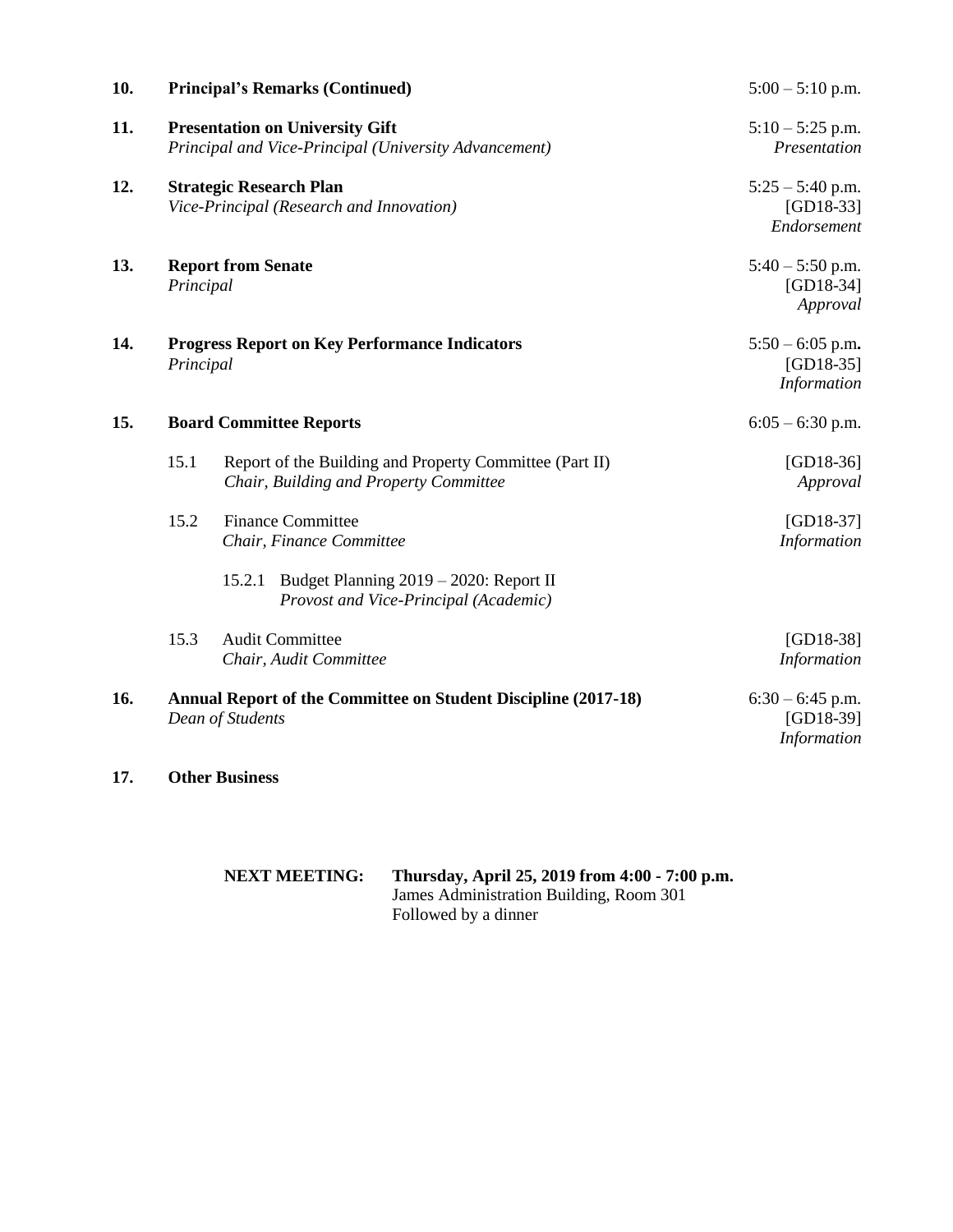| | | |
|---|---|---|
| **10.** | **Principal's Remarks (Continued)** | 5:00 – 5:10 p.m. |
| **11.** | **Presentation on University Gift**<br>*Principal and Vice-Principal (University Advancement)* | 5:10 – 5:25 p.m.<br>*Presentation* |
| **12.** | **Strategic Research Plan**<br>*Vice-Principal (Research and Innovation)* | 5:25 – 5:40 p.m.<br>[GD18-33]<br>*Endorsement* |
| **13.** | **Report from Senate**<br>*Principal* | 5:40 – 5:50 p.m.<br>[GD18-34]<br>*Approval* |
| **14.** | **Progress Report on Key Performance Indicators**<br>*Principal* | 5:50 – 6:05 p.m.<br>[GD18-35]<br>*Information* |
| **15.** | **Board Committee Reports** | 6:05 – 6:30 p.m. |
| | 15.1 Report of the Building and Property Committee (Part II)<br>*Chair, Building and Property Committee* | [GD18-36]<br>*Approval* |
| | 15.2 Finance Committee<br>*Chair, Finance Committee* | [GD18-37]<br>*Information* |
| | 15.2.1 Budget Planning 2019 – 2020: Report II<br>*Provost and Vice-Principal (Academic)* | |
| | 15.3 Audit Committee<br>*Chair, Audit Committee* | [GD18-38]<br>*Information* |
| **16.** | **Annual Report of the Committee on Student Discipline (2017-18)**<br>*Dean of Students* | 6:30 – 6:45 p.m.<br>[GD18-39]<br>*Information* |
| **17.** | **Other Business** | |

**NEXT MEETING:** **Thursday, April 25, 2019 from 4:00 - 7:00 p.m.**
James Administration Building, Room 301
Followed by a dinner